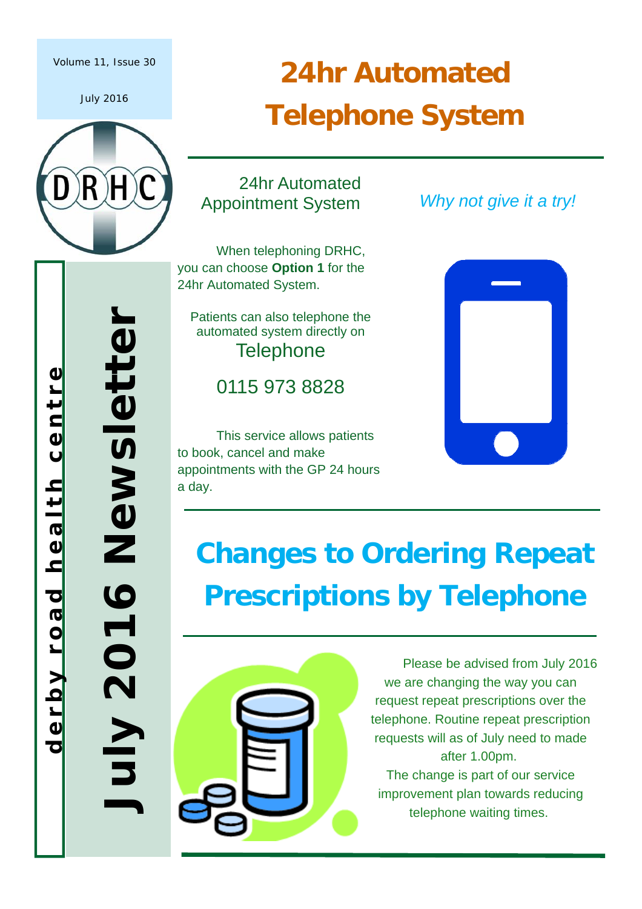Volume 11, Issue 30

July 2016

# July 2016 Newsletter

derby road health centre

# 24hr Automated Telephone System

## 24hr Automated Appointment System

*Why not give it a try!*

When telephoning DRHC, you can choose **Option 1** for the 24hr Automated System.

Patients can also telephone the automated system directly on

Telephone

0115 973 8828

This service allows patients to book, cancel and make appointments with the GP 24 hours a day.

# Changes to Ordering Repeat Prescriptions by Telephone

Please be advised from July 2016 we are changing the way you can request repeat prescriptions over the telephone. Routine repeat prescription requests will as of July need to made after 1.00pm.

The change is part of our service improvement plan towards reducing telephone waiting times.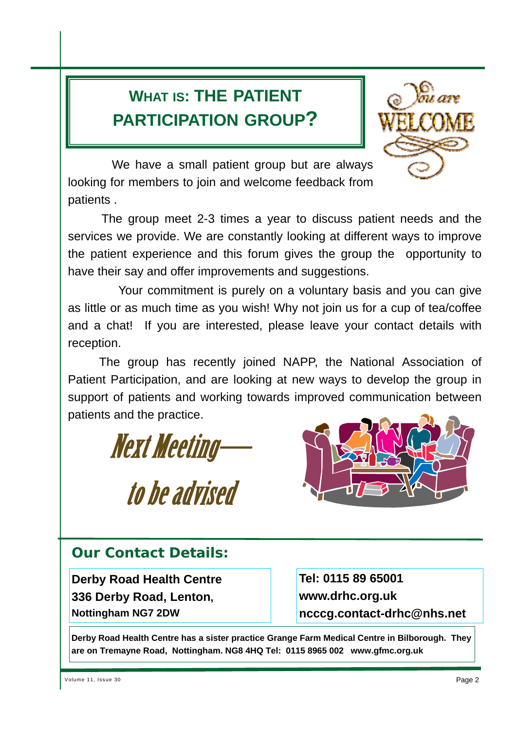## WHAT IS: THE PATIENT PARTICIPATION GROUP?

We have a small patient group but are always looking for members to join and welcome feedback from patients .

The group meet 2-3 times a year to discuss patient needs and the services we provide. We are constantly looking at different ways to improve the patient experience and this forum gives the group the opportunity to have their say and offer improvements and suggestions.

Your commitment is purely on a voluntary basis and you can give as little or as much time as you wish! Why not join us for a cup of tea/coffee and a chat! If you are interested, please leave your contact details with reception.

The group has recently joined NAPP, the National Association of Patient Participation, and are looking at new ways to develop the group in support of patients and working towards improved communication between patients and the practice.

*Next Meeting— to be advised*

## Our Contact Details:

**Derby Road Health Centre**
**336 Derby Road, Lenton,**
**Nottingham NG7 2DW**

**Tel: 0115 89 65001**
**www.drhc.org.uk**
**ncccg.contact-drhc@nhs.net**

**Derby Road Health Centre has a sister practice Grange Farm Medical Centre in Bilborough. They are on Tremayne Road, Nottingham. NG8 4HQ Tel: 0115 8965 002 www.gfmc.org.uk**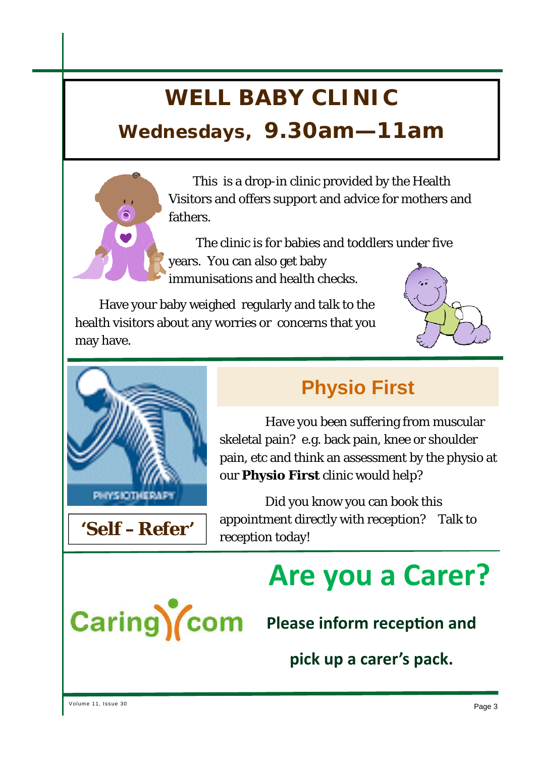# WELL BABY CLINIC

## Wednesdays, 9.30am—11am

This is a drop-in clinic provided by the Health Visitors and offers support and advice for mothers and fathers.

The clinic is for babies and toddlers under five years. You can also get baby immunisations and health checks.

Have your baby weighed regularly and talk to the health visitors about any worries or concerns that you may have.

PHYSIOTHERAPY

**'Self – Refer'**

## Physio First

Have you been suffering from muscular skeletal pain? e.g. back pain, knee or shoulder pain, etc and think an assessment by the physio at our **Physio First** clinic would help?

Did you know you can book this appointment directly with reception? Talk to reception today!

## Are you a Carer?

Caring com

**Please inform reception and pick up a carer's pack.**